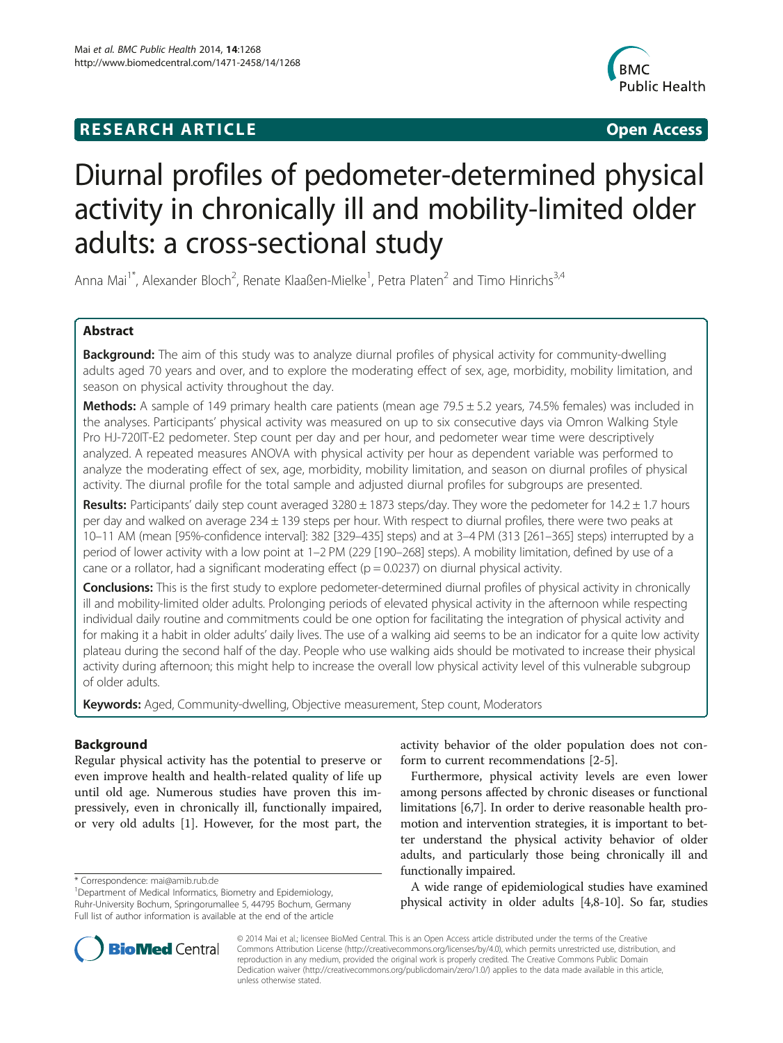**RESEARCH ARTICLE** **Open Access**

# Diurnal profiles of pedometer-determined physical activity in chronically ill and mobility-limited older adults: a cross-sectional study

Anna Mai[1*], Alexander Bloch[2], Renate Klaaßen-Mielke[1], Petra Platen[2] and Timo Hinrichs[3,4]

## Abstract

**Background:** The aim of this study was to analyze diurnal profiles of physical activity for community-dwelling adults aged 70 years and over, and to explore the moderating effect of sex, age, morbidity, mobility limitation, and season on physical activity throughout the day.

**Methods:** A sample of 149 primary health care patients (mean age 79.5 ± 5.2 years, 74.5% females) was included in the analyses. Participants' physical activity was measured on up to six consecutive days via Omron Walking Style Pro HJ-720IT-E2 pedometer. Step count per day and per hour, and pedometer wear time were descriptively analyzed. A repeated measures ANOVA with physical activity per hour as dependent variable was performed to analyze the moderating effect of sex, age, morbidity, mobility limitation, and season on diurnal profiles of physical activity. The diurnal profile for the total sample and adjusted diurnal profiles for subgroups are presented.

**Results:** Participants' daily step count averaged 3280 ± 1873 steps/day. They wore the pedometer for 14.2 ± 1.7 hours per day and walked on average 234 ± 139 steps per hour. With respect to diurnal profiles, there were two peaks at 10–11 AM (mean [95%-confidence interval]: 382 [329–435] steps) and at 3–4 PM (313 [261–365] steps) interrupted by a period of lower activity with a low point at 1–2 PM (229 [190–268] steps). A mobility limitation, defined by use of a cane or a rollator, had a significant moderating effect ($p = 0.0237$) on diurnal physical activity.

**Conclusions:** This is the first study to explore pedometer-determined diurnal profiles of physical activity in chronically ill and mobility-limited older adults. Prolonging periods of elevated physical activity in the afternoon while respecting individual daily routine and commitments could be one option for facilitating the integration of physical activity and for making it a habit in older adults' daily lives. The use of a walking aid seems to be an indicator for a quite low activity plateau during the second half of the day. People who use walking aids should be motivated to increase their physical activity during afternoon; this might help to increase the overall low physical activity level of this vulnerable subgroup of older adults.

**Keywords:** Aged, Community-dwelling, Objective measurement, Step count, Moderators

## Background

Regular physical activity has the potential to preserve or even improve health and health-related quality of life up until old age. Numerous studies have proven this impressively, even in chronically ill, functionally impaired, or very old adults [1]. However, for the most part, the activity behavior of the older population does not conform to current recommendations [2-5].

Furthermore, physical activity levels are even lower among persons affected by chronic diseases or functional limitations [6,7]. In order to derive reasonable health promotion and intervention strategies, it is important to better understand the physical activity behavior of older adults, and particularly those being chronically ill and functionally impaired.

A wide range of epidemiological studies have examined physical activity in older adults [4,8-10]. So far, studies

\* Correspondence: mai@amib.rub.de
[1]Department of Medical Informatics, Biometry and Epidemiology, Ruhr-University Bochum, Springorumallee 5, 44795 Bochum, Germany
Full list of author information is available at the end of the article

© 2014 Mai et al.; licensee BioMed Central. This is an Open Access article distributed under the terms of the Creative Commons Attribution License (http://creativecommons.org/licenses/by/4.0), which permits unrestricted use, distribution, and reproduction in any medium, provided the original work is properly credited. The Creative Commons Public Domain Dedication waiver (http://creativecommons.org/publicdomain/zero/1.0/) applies to the data made available in this article, unless otherwise stated.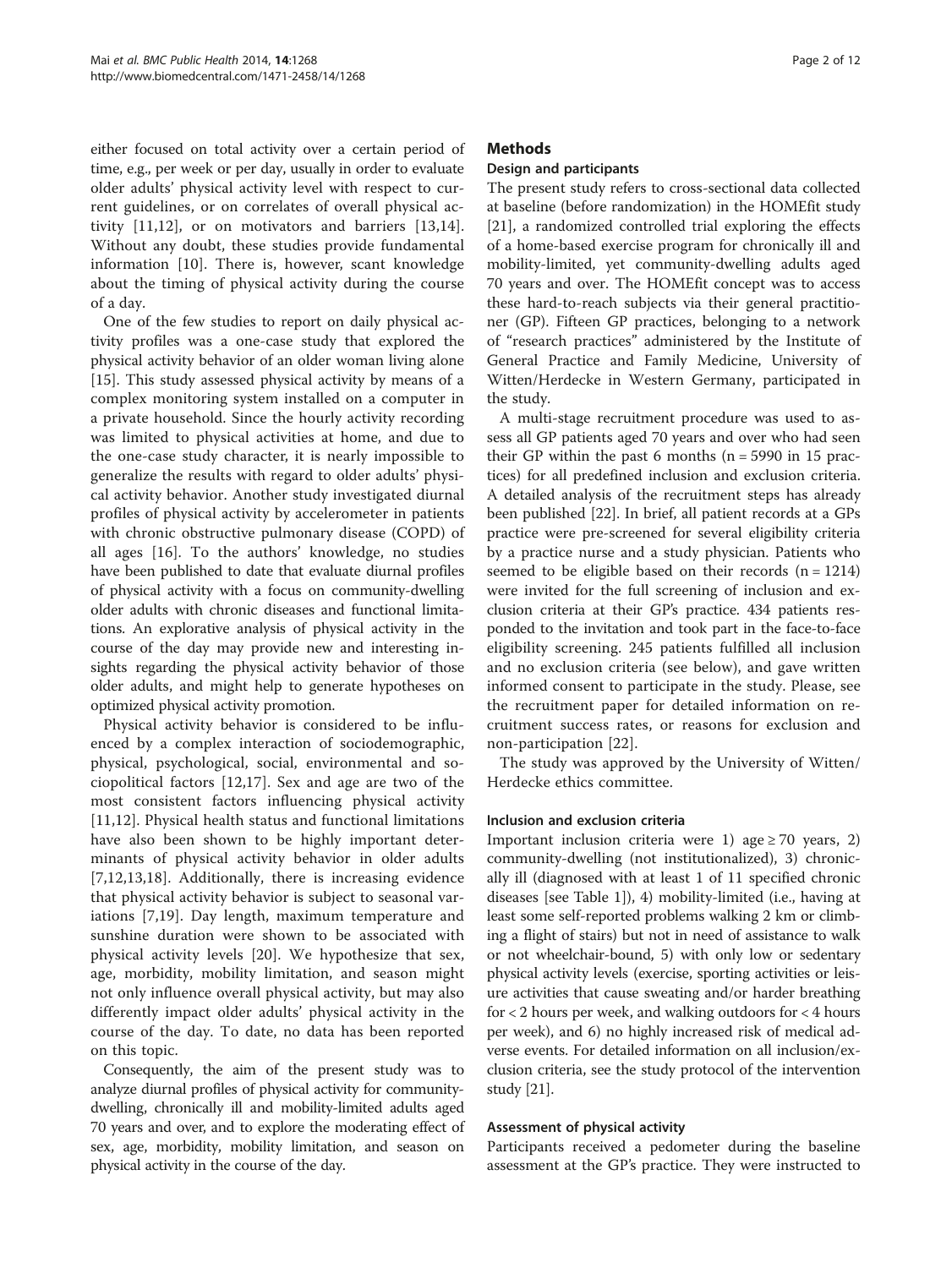either focused on total activity over a certain period of time, e.g., per week or per day, usually in order to evaluate older adults' physical activity level with respect to current guidelines, or on correlates of overall physical activity [11,12], or on motivators and barriers [13,14]. Without any doubt, these studies provide fundamental information [10]. There is, however, scant knowledge about the timing of physical activity during the course of a day.

One of the few studies to report on daily physical activity profiles was a one-case study that explored the physical activity behavior of an older woman living alone [15]. This study assessed physical activity by means of a complex monitoring system installed on a computer in a private household. Since the hourly activity recording was limited to physical activities at home, and due to the one-case study character, it is nearly impossible to generalize the results with regard to older adults' physical activity behavior. Another study investigated diurnal profiles of physical activity by accelerometer in patients with chronic obstructive pulmonary disease (COPD) of all ages [16]. To the authors' knowledge, no studies have been published to date that evaluate diurnal profiles of physical activity with a focus on community-dwelling older adults with chronic diseases and functional limitations. An explorative analysis of physical activity in the course of the day may provide new and interesting insights regarding the physical activity behavior of those older adults, and might help to generate hypotheses on optimized physical activity promotion.

Physical activity behavior is considered to be influenced by a complex interaction of sociodemographic, physical, psychological, social, environmental and sociopolitical factors [12,17]. Sex and age are two of the most consistent factors influencing physical activity [11,12]. Physical health status and functional limitations have also been shown to be highly important determinants of physical activity behavior in older adults [7,12,13,18]. Additionally, there is increasing evidence that physical activity behavior is subject to seasonal variations [7,19]. Day length, maximum temperature and sunshine duration were shown to be associated with physical activity levels [20]. We hypothesize that sex, age, morbidity, mobility limitation, and season might not only influence overall physical activity, but may also differently impact older adults' physical activity in the course of the day. To date, no data has been reported on this topic.

Consequently, the aim of the present study was to analyze diurnal profiles of physical activity for community-dwelling, chronically ill and mobility-limited adults aged 70 years and over, and to explore the moderating effect of sex, age, morbidity, mobility limitation, and season on physical activity in the course of the day.

## Methods

### Design and participants

The present study refers to cross-sectional data collected at baseline (before randomization) in the HOMEfit study [21], a randomized controlled trial exploring the effects of a home-based exercise program for chronically ill and mobility-limited, yet community-dwelling adults aged 70 years and over. The HOMEfit concept was to access these hard-to-reach subjects via their general practitioner (GP). Fifteen GP practices, belonging to a network of "research practices" administered by the Institute of General Practice and Family Medicine, University of Witten/Herdecke in Western Germany, participated in the study.

A multi-stage recruitment procedure was used to assess all GP patients aged 70 years and over who had seen their GP within the past 6 months (n = 5990 in 15 practices) for all predefined inclusion and exclusion criteria. A detailed analysis of the recruitment steps has already been published [22]. In brief, all patient records at a GPs practice were pre-screened for several eligibility criteria by a practice nurse and a study physician. Patients who seemed to be eligible based on their records (n = 1214) were invited for the full screening of inclusion and exclusion criteria at their GP's practice. 434 patients responded to the invitation and took part in the face-to-face eligibility screening. 245 patients fulfilled all inclusion and no exclusion criteria (see below), and gave written informed consent to participate in the study. Please, see the recruitment paper for detailed information on recruitment success rates, or reasons for exclusion and non-participation [22].

The study was approved by the University of Witten/Herdecke ethics committee.

### Inclusion and exclusion criteria

Important inclusion criteria were 1) age ≥ 70 years, 2) community-dwelling (not institutionalized), 3) chronically ill (diagnosed with at least 1 of 11 specified chronic diseases [see Table 1]), 4) mobility-limited (i.e., having at least some self-reported problems walking 2 km or climbing a flight of stairs) but not in need of assistance to walk or not wheelchair-bound, 5) with only low or sedentary physical activity levels (exercise, sporting activities or leisure activities that cause sweating and/or harder breathing for < 2 hours per week, and walking outdoors for < 4 hours per week), and 6) no highly increased risk of medical adverse events. For detailed information on all inclusion/exclusion criteria, see the study protocol of the intervention study [21].

### Assessment of physical activity

Participants received a pedometer during the baseline assessment at the GP's practice. They were instructed to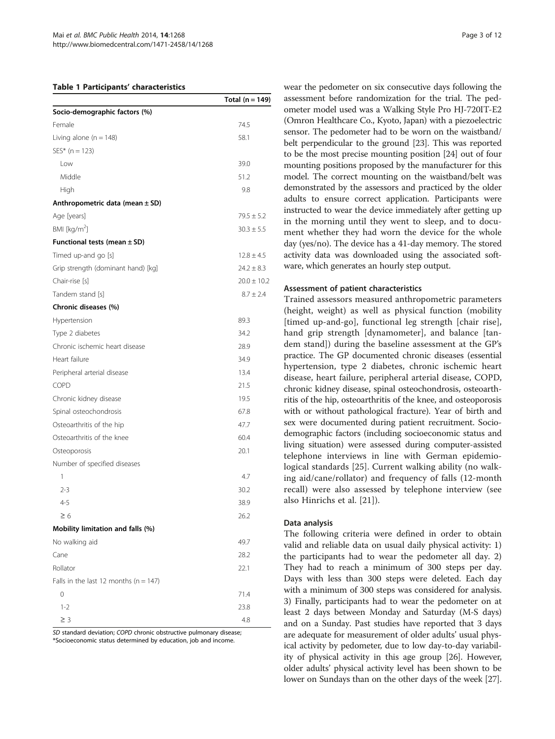**Table 1 Participants' characteristics**

| | Total (n = 149) |
|---|---|
| **Socio-demographic factors (%)** | |
| Female | 74.5 |
| Living alone (n = 148) | 58.1 |
| SES* (n = 123) | |
| Low | 39.0 |
| Middle | 51.2 |
| High | 9.8 |
| **Anthropometric data (mean ± SD)** | |
| Age [years] | 79.5 ± 5.2 |
| BMI [kg/m$^2$] | 30.3 ± 5.5 |
| **Functional tests (mean ± SD)** | |
| Timed up-and go [s] | 12.8 ± 4.5 |
| Grip strength (dominant hand) [kg] | 24.2 ± 8.3 |
| Chair-rise [s] | 20.0 ± 10.2 |
| Tandem stand [s] | 8.7 ± 2.4 |
| **Chronic diseases (%)** | |
| Hypertension | 89.3 |
| Type 2 diabetes | 34.2 |
| Chronic ischemic heart disease | 28.9 |
| Heart failure | 34.9 |
| Peripheral arterial disease | 13.4 |
| COPD | 21.5 |
| Chronic kidney disease | 19.5 |
| Spinal osteochondrosis | 67.8 |
| Osteoarthritis of the hip | 47.7 |
| Osteoarthritis of the knee | 60.4 |
| Osteoporosis | 20.1 |
| Number of specified diseases | |
| 1 | 4.7 |
| 2-3 | 30.2 |
| 4-5 | 38.9 |
| ≥ 6 | 26.2 |
| **Mobility limitation and falls (%)** | |
| No walking aid | 49.7 |
| Cane | 28.2 |
| Rollator | 22.1 |
| Falls in the last 12 months (n = 147) | |
| 0 | 71.4 |
| 1-2 | 23.8 |
| ≥ 3 | 4.8 |

*SD* standard deviation; *COPD* chronic obstructive pulmonary disease;
*Socioeconomic status determined by education, job and income.

wear the pedometer on six consecutive days following the assessment before randomization for the trial. The pedometer model used was a Walking Style Pro HJ-720IT-E2 (Omron Healthcare Co., Kyoto, Japan) with a piezoelectric sensor. The pedometer had to be worn on the waistband/belt perpendicular to the ground [23]. This was reported to be the most precise mounting position [24] out of four mounting positions proposed by the manufacturer for this model. The correct mounting on the waistband/belt was demonstrated by the assessors and practiced by the older adults to ensure correct application. Participants were instructed to wear the device immediately after getting up in the morning until they went to sleep, and to document whether they had worn the device for the whole day (yes/no). The device has a 41-day memory. The stored activity data was downloaded using the associated software, which generates an hourly step output.

### Assessment of patient characteristics

Trained assessors measured anthropometric parameters (height, weight) as well as physical function (mobility [timed up-and-go], functional leg strength [chair rise], hand grip strength [dynamometer], and balance [tandem stand]) during the baseline assessment at the GP's practice. The GP documented chronic diseases (essential hypertension, type 2 diabetes, chronic ischemic heart disease, heart failure, peripheral arterial disease, COPD, chronic kidney disease, spinal osteochondrosis, osteoarthritis of the hip, osteoarthritis of the knee, and osteoporosis with or without pathological fracture). Year of birth and sex were documented during patient recruitment. Sociodemographic factors (including socioeconomic status and living situation) were assessed during computer-assisted telephone interviews in line with German epidemiological standards [25]. Current walking ability (no walking aid/cane/rollator) and frequency of falls (12-month recall) were also assessed by telephone interview (see also Hinrichs et al. [21]).

### Data analysis

The following criteria were defined in order to obtain valid and reliable data on usual daily physical activity: 1) the participants had to wear the pedometer all day. 2) They had to reach a minimum of 300 steps per day. Days with less than 300 steps were deleted. Each day with a minimum of 300 steps was considered for analysis. 3) Finally, participants had to wear the pedometer on at least 2 days between Monday and Saturday (M-S days) and on a Sunday. Past studies have reported that 3 days are adequate for measurement of older adults' usual physical activity by pedometer, due to low day-to-day variability of physical activity in this age group [26]. However, older adults' physical activity level has been shown to be lower on Sundays than on the other days of the week [27].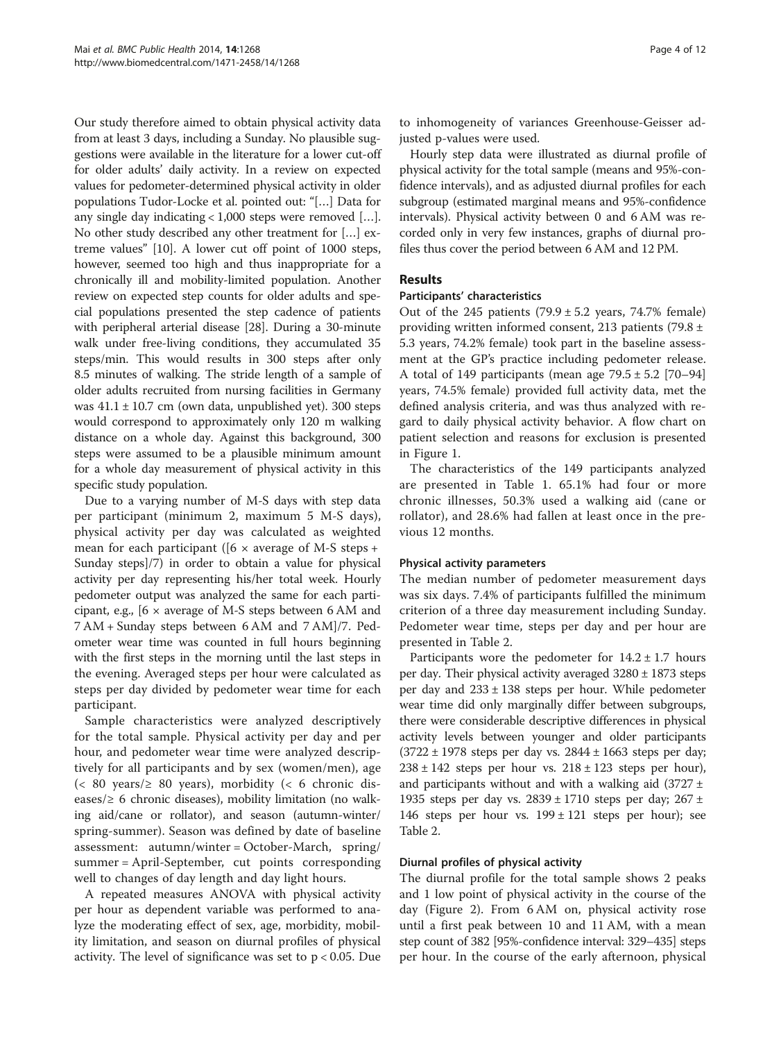Our study therefore aimed to obtain physical activity data from at least 3 days, including a Sunday. No plausible suggestions were available in the literature for a lower cut-off for older adults' daily activity. In a review on expected values for pedometer-determined physical activity in older populations Tudor-Locke et al. pointed out: "[…] Data for any single day indicating < 1,000 steps were removed […]. No other study described any other treatment for […] extreme values" [10]. A lower cut off point of 1000 steps, however, seemed too high and thus inappropriate for a chronically ill and mobility-limited population. Another review on expected step counts for older adults and special populations presented the step cadence of patients with peripheral arterial disease [28]. During a 30-minute walk under free-living conditions, they accumulated 35 steps/min. This would results in 300 steps after only 8.5 minutes of walking. The stride length of a sample of older adults recruited from nursing facilities in Germany was $41.1 \pm 10.7$ cm (own data, unpublished yet). 300 steps would correspond to approximately only 120 m walking distance on a whole day. Against this background, 300 steps were assumed to be a plausible minimum amount for a whole day measurement of physical activity in this specific study population.

Due to a varying number of M-S days with step data per participant (minimum 2, maximum 5 M-S days), physical activity per day was calculated as weighted mean for each participant ([6 × average of M-S steps + Sunday steps]/7) in order to obtain a value for physical activity per day representing his/her total week. Hourly pedometer output was analyzed the same for each participant, e.g., [6 × average of M-S steps between 6 AM and 7 AM + Sunday steps between 6 AM and 7 AM]/7. Pedometer wear time was counted in full hours beginning with the first steps in the morning until the last steps in the evening. Averaged steps per hour were calculated as steps per day divided by pedometer wear time for each participant.

Sample characteristics were analyzed descriptively for the total sample. Physical activity per day and per hour, and pedometer wear time were analyzed descriptively for all participants and by sex (women/men), age (< 80 years/≥ 80 years), morbidity (< 6 chronic diseases/≥ 6 chronic diseases), mobility limitation (no walking aid/cane or rollator), and season (autumn-winter/spring-summer). Season was defined by date of baseline assessment: autumn/winter = October-March, spring/summer = April-September, cut points corresponding well to changes of day length and day light hours.

A repeated measures ANOVA with physical activity per hour as dependent variable was performed to analyze the moderating effect of sex, age, morbidity, mobility limitation, and season on diurnal profiles of physical activity. The level of significance was set to $p < 0.05$. Due to inhomogeneity of variances Greenhouse-Geisser adjusted p-values were used.

Hourly step data were illustrated as diurnal profile of physical activity for the total sample (means and 95%-confidence intervals), and as adjusted diurnal profiles for each subgroup (estimated marginal means and 95%-confidence intervals). Physical activity between 0 and 6 AM was recorded only in very few instances, graphs of diurnal profiles thus cover the period between 6 AM and 12 PM.

## Results

### Participants' characteristics

Out of the 245 patients ($79.9 \pm 5.2$ years, 74.7% female) providing written informed consent, 213 patients ($79.8 \pm 5.3$ years, 74.2% female) took part in the baseline assessment at the GP's practice including pedometer release. A total of 149 participants (mean age $79.5 \pm 5.2$ [70–94] years, 74.5% female) provided full activity data, met the defined analysis criteria, and was thus analyzed with regard to daily physical activity behavior. A flow chart on patient selection and reasons for exclusion is presented in Figure 1.

The characteristics of the 149 participants analyzed are presented in Table 1. 65.1% had four or more chronic illnesses, 50.3% used a walking aid (cane or rollator), and 28.6% had fallen at least once in the previous 12 months.

### Physical activity parameters

The median number of pedometer measurement days was six days. 7.4% of participants fulfilled the minimum criterion of a three day measurement including Sunday. Pedometer wear time, steps per day and per hour are presented in Table 2.

Participants wore the pedometer for $14.2 \pm 1.7$ hours per day. Their physical activity averaged $3280 \pm 1873$ steps per day and $233 \pm 138$ steps per hour. While pedometer wear time did only marginally differ between subgroups, there were considerable descriptive differences in physical activity levels between younger and older participants ($3722 \pm 1978$ steps per day vs. $2844 \pm 1663$ steps per day; $238 \pm 142$ steps per hour vs. $218 \pm 123$ steps per hour), and participants without and with a walking aid ($3727 \pm 1935$ steps per day vs. $2839 \pm 1710$ steps per day; $267 \pm 146$ steps per hour vs. $199 \pm 121$ steps per hour); see Table 2.

### Diurnal profiles of physical activity

The diurnal profile for the total sample shows 2 peaks and 1 low point of physical activity in the course of the day (Figure 2). From 6 AM on, physical activity rose until a first peak between 10 and 11 AM, with a mean step count of 382 [95%-confidence interval: 329–435] steps per hour. In the course of the early afternoon, physical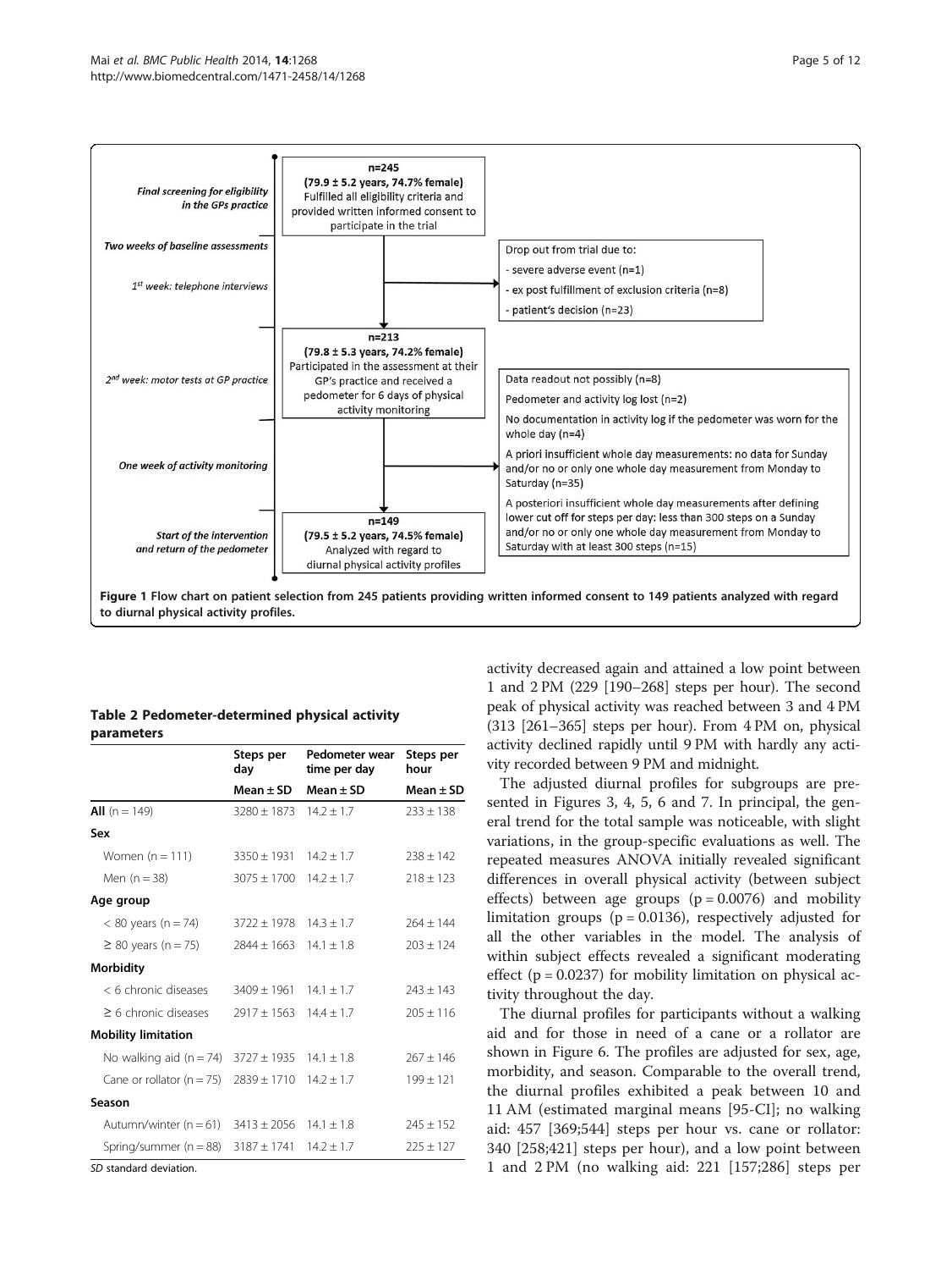Final screening for eligibility in the GPs practice

**n=245**
**(79.9 ± 5.2 years, 74.7% female)**
Fulfilled all eligibility criteria and provided written informed consent to participate in the trial

Two weeks of baseline assessments

1st week: telephone interviews

Drop out from trial due to:
- severe adverse event (n=1)
- ex post fulfillment of exclusion criteria (n=8)
- patient's decision (n=23)

2nd week: motor tests at GP practice

**n=213**
**(79.8 ± 5.3 years, 74.2% female)**
Participated in the assessment at their GP's practice and received a pedometer for 6 days of physical activity monitoring

Data readout not possibly (n=8)

Pedometer and activity log lost (n=2)

No documentation in activity log if the pedometer was worn for the whole day (n=4)

A priori insufficient whole day measurements: no data for Sunday and/or no or only one whole day measurement from Monday to Saturday (n=35)

One week of activity monitoring

A posteriori insufficient whole day measurements after defining lower cut off for steps per day: less than 300 steps on a Sunday and/or no or only one whole day measurement from Monday to Saturday with at least 300 steps (n=15)

Start of the intervention and return of the pedometer

**n=149**
**(79.5 ± 5.2 years, 74.5% female)**
Analyzed with regard to diurnal physical activity profiles

**Figure 1 Flow chart on patient selection from 245 patients providing written informed consent to 149 patients analyzed with regard to diurnal physical activity profiles.**

**Table 2 Pedometer-determined physical activity parameters**

| | Steps per day | Pedometer wear time per day | Steps per hour |
|---|---|---|---|
| | Mean ± SD | Mean ± SD | Mean ± SD |
| **All** (n = 149) | 3280 ± 1873 | 14.2 ± 1.7 | 233 ± 138 |
| **Sex** | | | |
| Women (n = 111) | 3350 ± 1931 | 14.2 ± 1.7 | 238 ± 142 |
| Men (n = 38) | 3075 ± 1700 | 14.2 ± 1.7 | 218 ± 123 |
| **Age group** | | | |
| < 80 years (n = 74) | 3722 ± 1978 | 14.3 ± 1.7 | 264 ± 144 |
| ≥ 80 years (n = 75) | 2844 ± 1663 | 14.1 ± 1.8 | 203 ± 124 |
| **Morbidity** | | | |
| < 6 chronic diseases | 3409 ± 1961 | 14.1 ± 1.7 | 243 ± 143 |
| ≥ 6 chronic diseases | 2917 ± 1563 | 14.4 ± 1.7 | 205 ± 116 |
| **Mobility limitation** | | | |
| No walking aid (n = 74) | 3727 ± 1935 | 14.1 ± 1.8 | 267 ± 146 |
| Cane or rollator (n = 75) | 2839 ± 1710 | 14.2 ± 1.7 | 199 ± 121 |
| **Season** | | | |
| Autumn/winter (n = 61) | 3413 ± 2056 | 14.1 ± 1.8 | 245 ± 152 |
| Spring/summer (n = 88) | 3187 ± 1741 | 14.2 ± 1.7 | 225 ± 127 |

*SD* standard deviation.

activity decreased again and attained a low point between 1 and 2 PM (229 [190–268] steps per hour). The second peak of physical activity was reached between 3 and 4 PM (313 [261–365] steps per hour). From 4 PM on, physical activity declined rapidly until 9 PM with hardly any activity recorded between 9 PM and midnight.

The adjusted diurnal profiles for subgroups are presented in Figures 3, 4, 5, 6 and 7. In principal, the general trend for the total sample was noticeable, with slight variations, in the group-specific evaluations as well. The repeated measures ANOVA initially revealed significant differences in overall physical activity (between subject effects) between age groups ($p = 0.0076$) and mobility limitation groups ($p = 0.0136$), respectively adjusted for all the other variables in the model. The analysis of within subject effects revealed a significant moderating effect ($p = 0.0237$) for mobility limitation on physical activity throughout the day.

The diurnal profiles for participants without a walking aid and for those in need of a cane or a rollator are shown in Figure 6. The profiles are adjusted for sex, age, morbidity, and season. Comparable to the overall trend, the diurnal profiles exhibited a peak between 10 and 11 AM (estimated marginal means [95-CI]; no walking aid: 457 [369;544] steps per hour vs. cane or rollator: 340 [258;421] steps per hour), and a low point between 1 and 2 PM (no walking aid: 221 [157;286] steps per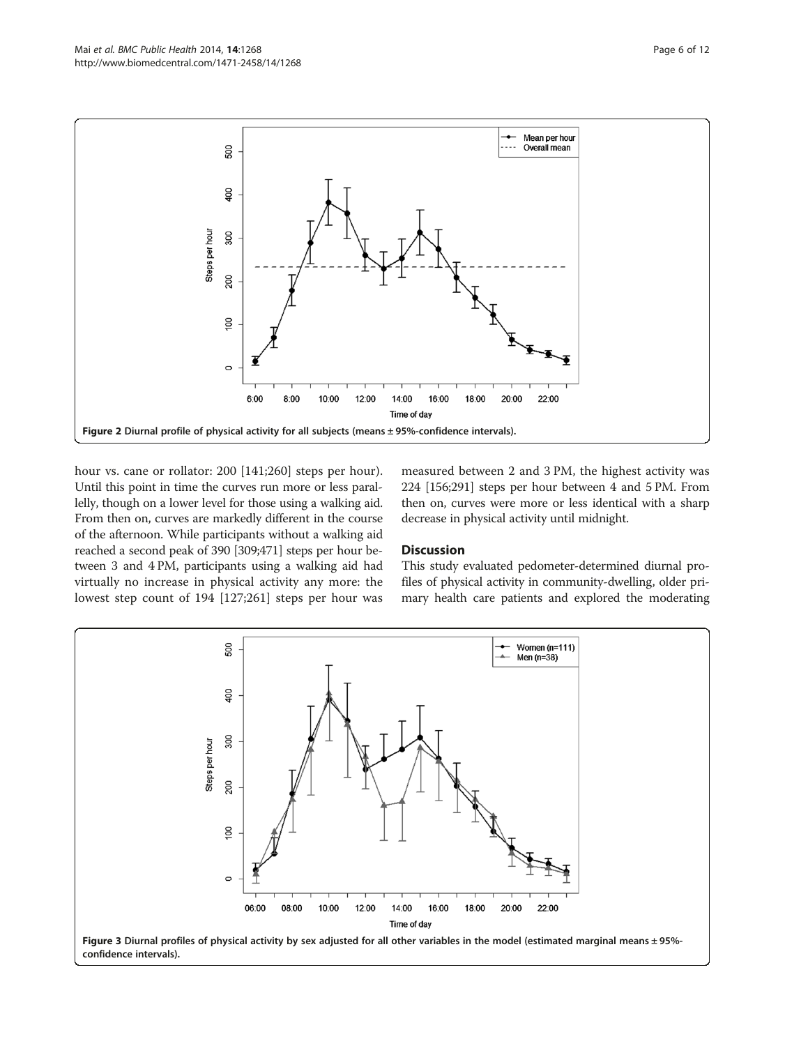Figure 2 Diurnal profile of physical activity for all subjects (means ± 95%-confidence intervals).

hour vs. cane or rollator: 200 [141;260] steps per hour). Until this point in time the curves run more or less parallelly, though on a lower level for those using a walking aid. From then on, curves are markedly different in the course of the afternoon. While participants without a walking aid reached a second peak of 390 [309;471] steps per hour between 3 and 4 PM, participants using a walking aid had virtually no increase in physical activity any more: the lowest step count of 194 [127;261] steps per hour was measured between 2 and 3 PM, the highest activity was 224 [156;291] steps per hour between 4 and 5 PM. From then on, curves were more or less identical with a sharp decrease in physical activity until midnight.

## Discussion

This study evaluated pedometer-determined diurnal profiles of physical activity in community-dwelling, older primary health care patients and explored the moderating

Figure 3 Diurnal profiles of physical activity by sex adjusted for all other variables in the model (estimated marginal means ± 95%-confidence intervals).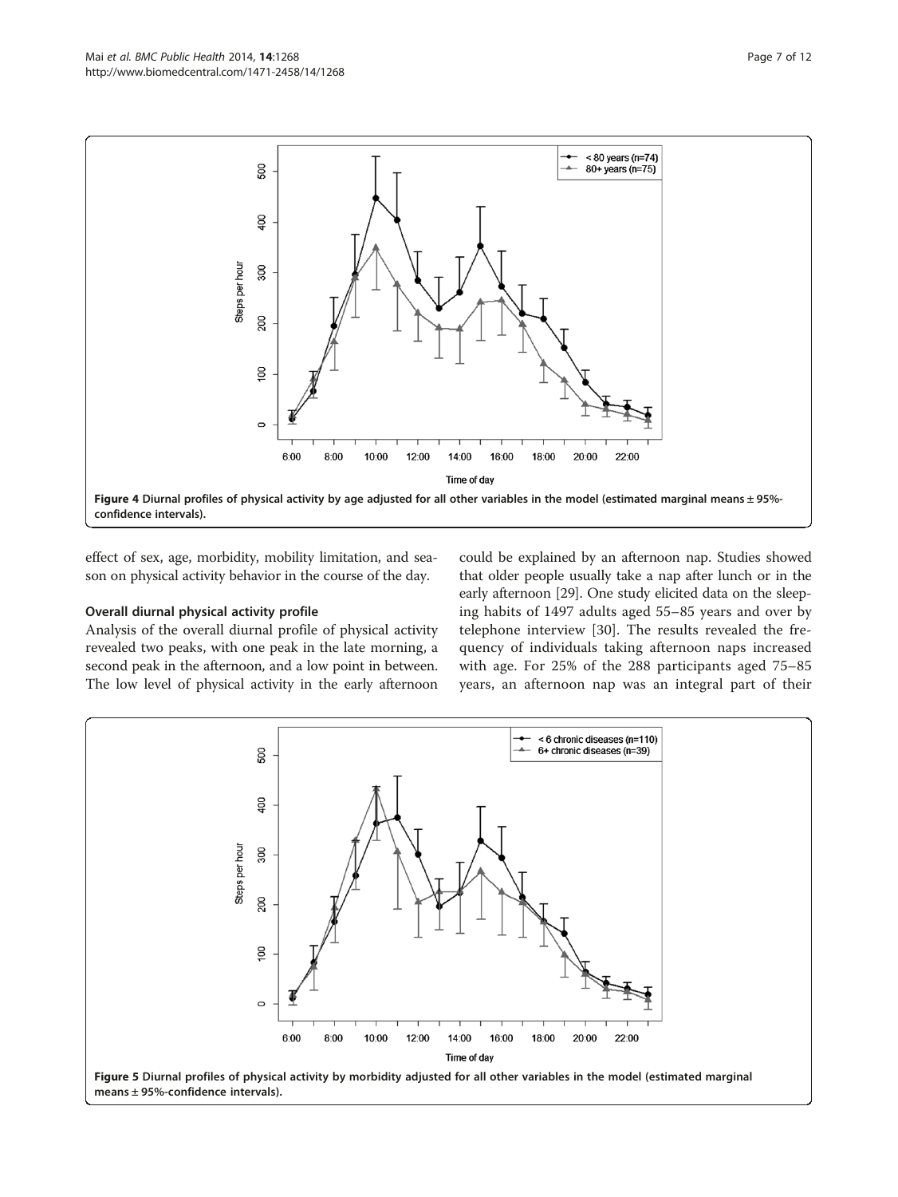Figure 4 Diurnal profiles of physical activity by age adjusted for all other variables in the model (estimated marginal means ± 95%-confidence intervals).

effect of sex, age, morbidity, mobility limitation, and season on physical activity behavior in the course of the day.

### Overall diurnal physical activity profile

Analysis of the overall diurnal profile of physical activity revealed two peaks, with one peak in the late morning, a second peak in the afternoon, and a low point in between. The low level of physical activity in the early afternoon could be explained by an afternoon nap. Studies showed that older people usually take a nap after lunch or in the early afternoon [29]. One study elicited data on the sleeping habits of 1497 adults aged 55–85 years and over by telephone interview [30]. The results revealed the frequency of individuals taking afternoon naps increased with age. For 25% of the 288 participants aged 75–85 years, an afternoon nap was an integral part of their

Figure 5 Diurnal profiles of physical activity by morbidity adjusted for all other variables in the model (estimated marginal means ± 95%-confidence intervals).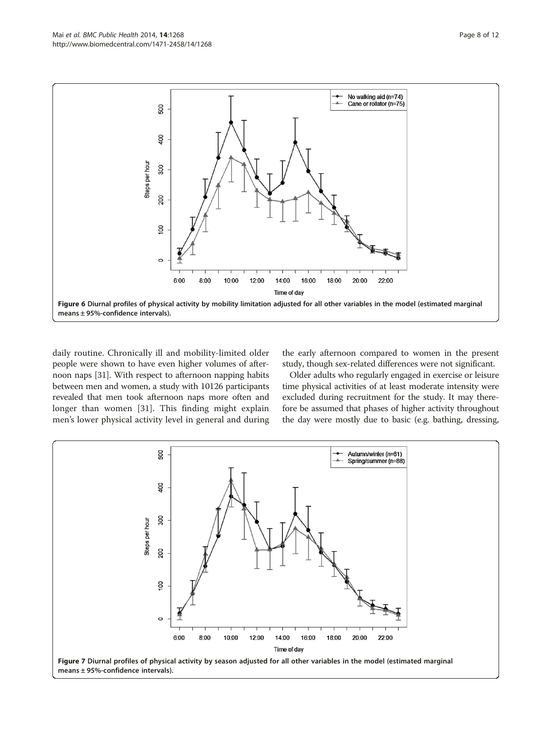Figure 6 Diurnal profiles of physical activity by mobility limitation adjusted for all other variables in the model (estimated marginal means ± 95%-confidence intervals).

daily routine. Chronically ill and mobility-limited older people were shown to have even higher volumes of afternoon naps [31]. With respect to afternoon napping habits between men and women, a study with 10126 participants revealed that men took afternoon naps more often and longer than women [31]. This finding might explain men's lower physical activity level in general and during the early afternoon compared to women in the present study, though sex-related differences were not significant.

Older adults who regularly engaged in exercise or leisure time physical activities of at least moderate intensity were excluded during recruitment for the study. It may therefore be assumed that phases of higher activity throughout the day were mostly due to basic (e.g. bathing, dressing,

Figure 7 Diurnal profiles of physical activity by season adjusted for all other variables in the model (estimated marginal means ± 95%-confidence intervals).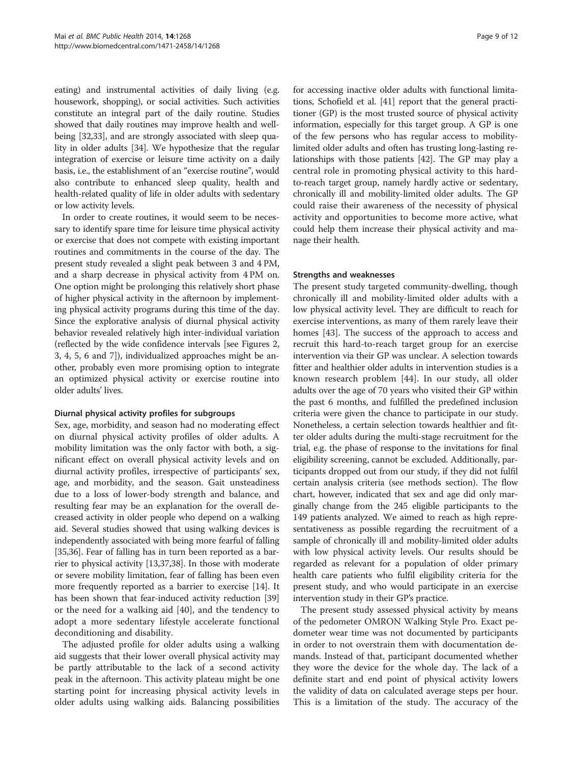eating) and instrumental activities of daily living (e.g. housework, shopping), or social activities. Such activities constitute an integral part of the daily routine. Studies showed that daily routines may improve health and well-being [32,33], and are strongly associated with sleep quality in older adults [34]. We hypothesize that the regular integration of exercise or leisure time activity on a daily basis, i.e., the establishment of an "exercise routine", would also contribute to enhanced sleep quality, health and health-related quality of life in older adults with sedentary or low activity levels.

In order to create routines, it would seem to be necessary to identify spare time for leisure time physical activity or exercise that does not compete with existing important routines and commitments in the course of the day. The present study revealed a slight peak between 3 and 4 PM, and a sharp decrease in physical activity from 4 PM on. One option might be prolonging this relatively short phase of higher physical activity in the afternoon by implementing physical activity programs during this time of the day. Since the explorative analysis of diurnal physical activity behavior revealed relatively high inter-individual variation (reflected by the wide confidence intervals [see Figures 2, 3, 4, 5, 6 and 7]), individualized approaches might be another, probably even more promising option to integrate an optimized physical activity or exercise routine into older adults' lives.

### Diurnal physical activity profiles for subgroups

Sex, age, morbidity, and season had no moderating effect on diurnal physical activity profiles of older adults. A mobility limitation was the only factor with both, a significant effect on overall physical activity levels and on diurnal activity profiles, irrespective of participants' sex, age, and morbidity, and the season. Gait unsteadiness due to a loss of lower-body strength and balance, and resulting fear may be an explanation for the overall decreased activity in older people who depend on a walking aid. Several studies showed that using walking devices is independently associated with being more fearful of falling [35,36]. Fear of falling has in turn been reported as a barrier to physical activity [13,37,38]. In those with moderate or severe mobility limitation, fear of falling has been even more frequently reported as a barrier to exercise [14]. It has been shown that fear-induced activity reduction [39] or the need for a walking aid [40], and the tendency to adopt a more sedentary lifestyle accelerate functional deconditioning and disability.

The adjusted profile for older adults using a walking aid suggests that their lower overall physical activity may be partly attributable to the lack of a second activity peak in the afternoon. This activity plateau might be one starting point for increasing physical activity levels in older adults using walking aids. Balancing possibilities for accessing inactive older adults with functional limitations, Schofield et al. [41] report that the general practitioner (GP) is the most trusted source of physical activity information, especially for this target group. A GP is one of the few persons who has regular access to mobility-limited older adults and often has trusting long-lasting relationships with those patients [42]. The GP may play a central role in promoting physical activity to this hard-to-reach target group, namely hardly active or sedentary, chronically ill and mobility-limited older adults. The GP could raise their awareness of the necessity of physical activity and opportunities to become more active, what could help them increase their physical activity and manage their health.

### Strengths and weaknesses

The present study targeted community-dwelling, though chronically ill and mobility-limited older adults with a low physical activity level. They are difficult to reach for exercise interventions, as many of them rarely leave their homes [43]. The success of the approach to access and recruit this hard-to-reach target group for an exercise intervention via their GP was unclear. A selection towards fitter and healthier older adults in intervention studies is a known research problem [44]. In our study, all older adults over the age of 70 years who visited their GP within the past 6 months, and fulfilled the predefined inclusion criteria were given the chance to participate in our study. Nonetheless, a certain selection towards healthier and fitter older adults during the multi-stage recruitment for the trial, e.g. the phase of response to the invitations for final eligibility screening, cannot be excluded. Additionally, participants dropped out from our study, if they did not fulfil certain analysis criteria (see methods section). The flow chart, however, indicated that sex and age did only marginally change from the 245 eligible participants to the 149 patients analyzed. We aimed to reach as high representativeness as possible regarding the recruitment of a sample of chronically ill and mobility-limited older adults with low physical activity levels. Our results should be regarded as relevant for a population of older primary health care patients who fulfil eligibility criteria for the present study, and who would participate in an exercise intervention study in their GP's practice.

The present study assessed physical activity by means of the pedometer OMRON Walking Style Pro. Exact pedometer wear time was not documented by participants in order to not overstrain them with documentation demands. Instead of that, participant documented whether they wore the device for the whole day. The lack of a definite start and end point of physical activity lowers the validity of data on calculated average steps per hour. This is a limitation of the study. The accuracy of the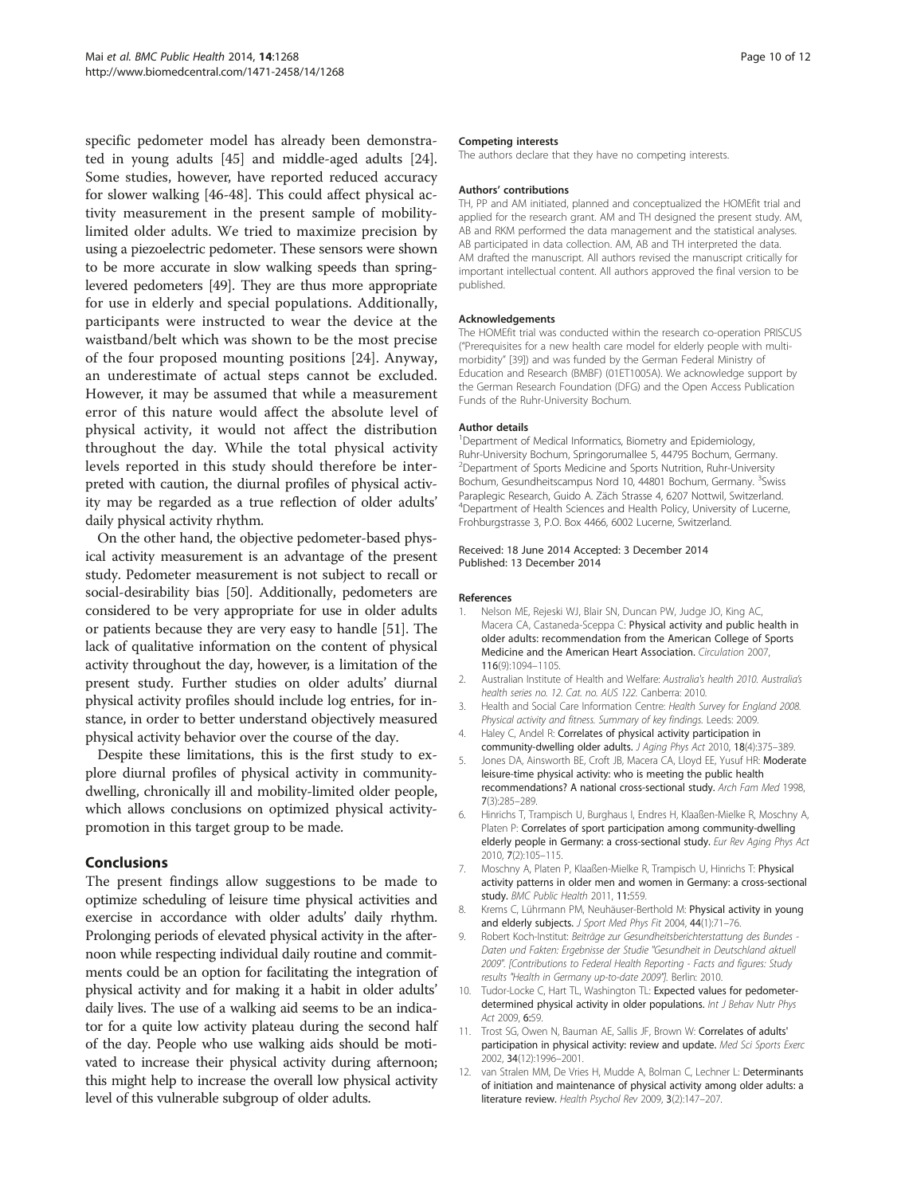specific pedometer model has already been demonstrated in young adults [45] and middle-aged adults [24]. Some studies, however, have reported reduced accuracy for slower walking [46-48]. This could affect physical activity measurement in the present sample of mobility-limited older adults. We tried to maximize precision by using a piezoelectric pedometer. These sensors were shown to be more accurate in slow walking speeds than spring-levered pedometers [49]. They are thus more appropriate for use in elderly and special populations. Additionally, participants were instructed to wear the device at the waistband/belt which was shown to be the most precise of the four proposed mounting positions [24]. Anyway, an underestimate of actual steps cannot be excluded. However, it may be assumed that while a measurement error of this nature would affect the absolute level of physical activity, it would not affect the distribution throughout the day. While the total physical activity levels reported in this study should therefore be interpreted with caution, the diurnal profiles of physical activity may be regarded as a true reflection of older adults' daily physical activity rhythm.

On the other hand, the objective pedometer-based physical activity measurement is an advantage of the present study. Pedometer measurement is not subject to recall or social-desirability bias [50]. Additionally, pedometers are considered to be very appropriate for use in older adults or patients because they are very easy to handle [51]. The lack of qualitative information on the content of physical activity throughout the day, however, is a limitation of the present study. Further studies on older adults' diurnal physical activity profiles should include log entries, for instance, in order to better understand objectively measured physical activity behavior over the course of the day.

Despite these limitations, this is the first study to explore diurnal profiles of physical activity in community-dwelling, chronically ill and mobility-limited older people, which allows conclusions on optimized physical activity-promotion in this target group to be made.

## Conclusions

The present findings allow suggestions to be made to optimize scheduling of leisure time physical activities and exercise in accordance with older adults' daily rhythm. Prolonging periods of elevated physical activity in the afternoon while respecting individual daily routine and commitments could be an option for facilitating the integration of physical activity and for making it a habit in older adults' daily lives. The use of a walking aid seems to be an indicator for a quite low activity plateau during the second half of the day. People who use walking aids should be motivated to increase their physical activity during afternoon; this might help to increase the overall low physical activity level of this vulnerable subgroup of older adults.

#### Competing interests

The authors declare that they have no competing interests.

#### Authors' contributions

TH, PP and AM initiated, planned and conceptualized the HOMEfit trial and applied for the research grant. AM and TH designed the present study. AM, AB and RKM performed the data management and the statistical analyses. AB participated in data collection. AM, AB and TH interpreted the data. AM drafted the manuscript. All authors revised the manuscript critically for important intellectual content. All authors approved the final version to be published.

#### Acknowledgements

The HOMEfit trial was conducted within the research co-operation PRISCUS ("Prerequisites for a new health care model for elderly people with multi-morbidity" [39]) and was funded by the German Federal Ministry of Education and Research (BMBF) (01ET1005A). We acknowledge support by the German Research Foundation (DFG) and the Open Access Publication Funds of the Ruhr-University Bochum.

#### Author details

[1]Department of Medical Informatics, Biometry and Epidemiology, Ruhr-University Bochum, Springorumallee 5, 44795 Bochum, Germany. [2]Department of Sports Medicine and Sports Nutrition, Ruhr-University Bochum, Gesundheitscampus Nord 10, 44801 Bochum, Germany. [3]Swiss Paraplegic Research, Guido A. Zäch Strasse 4, 6207 Nottwil, Switzerland. [4]Department of Health Sciences and Health Policy, University of Lucerne, Frohburgstrasse 3, P.O. Box 4466, 6002 Lucerne, Switzerland.

Received: 18 June 2014 Accepted: 3 December 2014
Published: 13 December 2014

#### References

1. Nelson ME, Rejeski WJ, Blair SN, Duncan PW, Judge JO, King AC, Macera CA, Castaneda-Sceppa C: **Physical activity and public health in older adults: recommendation from the American College of Sports Medicine and the American Heart Association.** *Circulation* 2007, **116**(9):1094–1105.
2. Australian Institute of Health and Welfare: *Australia's health 2010. Australia's health series no. 12. Cat. no. AUS 122.* Canberra: 2010.
3. Health and Social Care Information Centre: *Health Survey for England 2008. Physical activity and fitness. Summary of key findings.* Leeds: 2009.
4. Haley C, Andel R: **Correlates of physical activity participation in community-dwelling older adults.** *J Aging Phys Act* 2010, **18**(4):375–389.
5. Jones DA, Ainsworth BE, Croft JB, Macera CA, Lloyd EE, Yusuf HR: **Moderate leisure-time physical activity: who is meeting the public health recommendations? A national cross-sectional study.** *Arch Fam Med* 1998, **7**(3):285–289.
6. Hinrichs T, Trampisch U, Burghaus I, Endres H, Klaaßen-Mielke R, Moschny A, Platen P: **Correlates of sport participation among community-dwelling elderly people in Germany: a cross-sectional study.** *Eur Rev Aging Phys Act* 2010, **7**(2):105–115.
7. Moschny A, Platen P, Klaaßen-Mielke R, Trampisch U, Hinrichs T: **Physical activity patterns in older men and women in Germany: a cross-sectional study.** *BMC Public Health* 2011, **11**:559.
8. Krems C, Lührmann PM, Neuhäuser-Berthold M: **Physical activity in young and elderly subjects.** *J Sport Med Phys Fit* 2004, **44**(1):71–76.
9. Robert Koch-Institut: *Beiträge zur Gesundheitsberichterstattung des Bundes - Daten und Fakten: Ergebnisse der Studie "Gesundheit in Deutschland aktuell 2009". [Contributions to Federal Health Reporting - Facts and figures: Study results "Health in Germany up-to-date 2009"].* Berlin: 2010.
10. Tudor-Locke C, Hart TL, Washington TL: **Expected values for pedometer-determined physical activity in older populations.** *Int J Behav Nutr Phys Act* 2009, **6**:59.
11. Trost SG, Owen N, Bauman AE, Sallis JF, Brown W: **Correlates of adults' participation in physical activity: review and update.** *Med Sci Sports Exerc* 2002, **34**(12):1996–2001.
12. van Stralen MM, De Vries H, Mudde A, Bolman C, Lechner L: **Determinants of initiation and maintenance of physical activity among older adults: a literature review.** *Health Psychol Rev* 2009, **3**(2):147–207.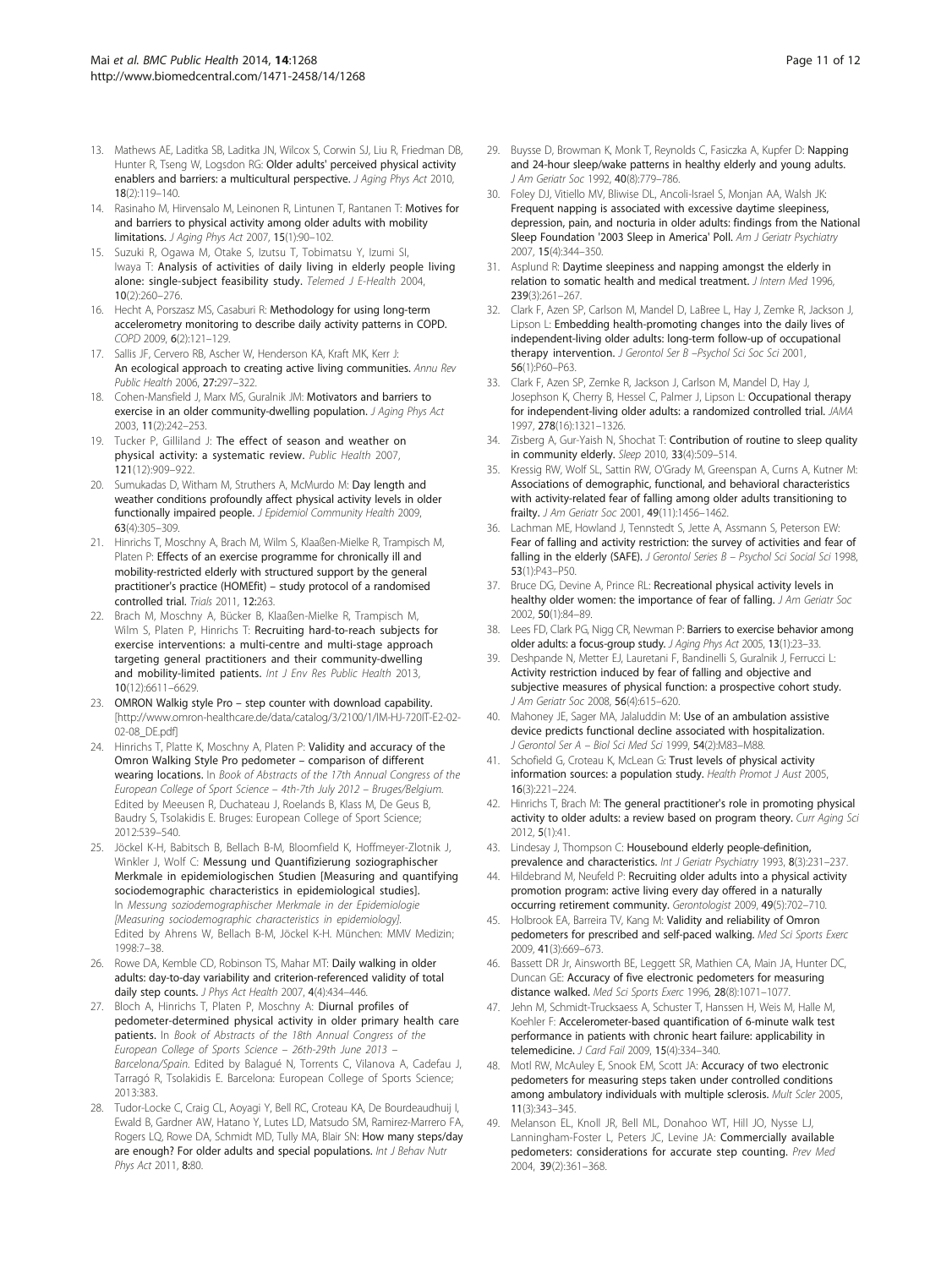13. Mathews AE, Laditka SB, Laditka JN, Wilcox S, Corwin SJ, Liu R, Friedman DB, Hunter R, Tseng W, Logsdon RG: Older adults' perceived physical activity enablers and barriers: a multicultural perspective. *J Aging Phys Act* 2010, **18**(2):119–140.
14. Rasinaho M, Hirvensalo M, Leinonen R, Lintunen T, Rantanen T: Motives for and barriers to physical activity among older adults with mobility limitations. *J Aging Phys Act* 2007, **15**(1):90–102.
15. Suzuki R, Ogawa M, Otake S, Izutsu T, Tobimatsu Y, Izumi SI, Iwaya T: Analysis of activities of daily living in elderly people living alone: single-subject feasibility study. *Telemed J E-Health* 2004, **10**(2):260–276.
16. Hecht A, Porszasz MS, Casaburi R: Methodology for using long-term accelerometry monitoring to describe daily activity patterns in COPD. *COPD* 2009, **6**(2):121–129.
17. Sallis JF, Cervero RB, Ascher W, Henderson KA, Kraft MK, Kerr J: An ecological approach to creating active living communities. *Annu Rev Public Health* 2006, **27**:297–322.
18. Cohen-Mansfield J, Marx MS, Guralnik JM: Motivators and barriers to exercise in an older community-dwelling population. *J Aging Phys Act* 2003, **11**(2):242–253.
19. Tucker P, Gilliland J: The effect of season and weather on physical activity: a systematic review. *Public Health* 2007, **121**(12):909–922.
20. Sumukadas D, Witham M, Struthers A, McMurdo M: Day length and weather conditions profoundly affect physical activity levels in older functionally impaired people. *J Epidemiol Community Health* 2009, **63**(4):305–309.
21. Hinrichs T, Moschny A, Brach M, Wilm S, Klaaßen-Mielke R, Trampisch M, Platen P: Effects of an exercise programme for chronically ill and mobility-restricted elderly with structured support by the general practitioner's practice (HOMEfit) – study protocol of a randomised controlled trial. *Trials* 2011, **12**:263.
22. Brach M, Moschny A, Bücker B, Klaaßen-Mielke R, Trampisch M, Wilm S, Platen P, Hinrichs T: Recruiting hard-to-reach subjects for exercise interventions: a multi-centre and multi-stage approach targeting general practitioners and their community-dwelling and mobility-limited patients. *Int J Env Res Public Health* 2013, **10**(12):6611–6629.
23. OMRON Walkig style Pro – step counter with download capability. [http://www.omron-healthcare.de/data/catalog/3/2100/1/IM-HJ-720IT-E2-02-02-08_DE.pdf]
24. Hinrichs T, Platte K, Moschny A, Platen P: Validity and accuracy of the Omron Walking Style Pro pedometer – comparison of different wearing locations. In *Book of Abstracts of the 17th Annual Congress of the European College of Sport Science – 4th-7th July 2012 – Bruges/Belgium*. Edited by Meeusen R, Duchateau J, Roelands B, Klass M, De Geus B, Baudry S, Tsolakidis E. Bruges: European College of Sport Science; 2012:539–540.
25. Jöckel K-H, Babitsch B, Bellach B-M, Bloomfield K, Hoffmeyer-Zlotnik J, Winkler J, Wolf C: Messung und Quantifizierung soziographischer Merkmale in epidemiologischen Studien [Measuring and quantifying sociodemographic characteristics in epidemiological studies]. In *Messung soziodemographischer Merkmale in der Epidemiologie [Measuring sociodemographic characteristics in epidemiology]*. Edited by Ahrens W, Bellach B-M, Jöckel K-H. München: MMV Medizin; 1998:7–38.
26. Rowe DA, Kemble CD, Robinson TS, Mahar MT: Daily walking in older adults: day-to-day variability and criterion-referenced validity of total daily step counts. *J Phys Act Health* 2007, **4**(4):434–446.
27. Bloch A, Hinrichs T, Platen P, Moschny A: Diurnal profiles of pedometer-determined physical activity in older primary health care patients. In *Book of Abstracts of the 18th Annual Congress of the European College of Sports Science – 26th-29th June 2013 – Barcelona/Spain*. Edited by Balagué N, Torrents C, Vilanova A, Cadefau J, Tarragó R, Tsolakidis E. Barcelona: European College of Sports Science; 2013:383.
28. Tudor-Locke C, Craig CL, Aoyagi Y, Bell RC, Croteau KA, De Bourdeaudhuij I, Ewald B, Gardner AW, Hatano Y, Lutes LD, Matsudo SM, Ramirez-Marrero FA, Rogers LQ, Rowe DA, Schmidt MD, Tully MA, Blair SN: How many steps/day are enough? For older adults and special populations. *Int J Behav Nutr Phys Act* 2011, **8**:80.
29. Buysse D, Browman K, Monk T, Reynolds C, Fasiczka A, Kupfer D: Napping and 24-hour sleep/wake patterns in healthy elderly and young adults. *J Am Geriatr Soc* 1992, **40**(8):779–786.
30. Foley DJ, Vitiello MV, Bliwise DL, Ancoli-Israel S, Monjan AA, Walsh JK: Frequent napping is associated with excessive daytime sleepiness, depression, pain, and nocturia in older adults: findings from the National Sleep Foundation '2003 Sleep in America' Poll. *Am J Geriatr Psychiatry* 2007, **15**(4):344–350.
31. Asplund R: Daytime sleepiness and napping amongst the elderly in relation to somatic health and medical treatment. *J Intern Med* 1996, **239**(3):261–267.
32. Clark F, Azen SP, Carlson M, Mandel D, LaBree L, Hay J, Zemke R, Jackson J, Lipson L: Embedding health-promoting changes into the daily lives of independent-living older adults: long-term follow-up of occupational therapy intervention. *J Gerontol Ser B –Psychol Sci Soc Sci* 2001, **56**(1):P60–P63.
33. Clark F, Azen SP, Zemke R, Jackson J, Carlson M, Mandel D, Hay J, Josephson K, Cherry B, Hessel C, Palmer J, Lipson L: Occupational therapy for independent-living older adults: a randomized controlled trial. *JAMA* 1997, **278**(16):1321–1326.
34. Zisberg A, Gur-Yaish N, Shochat T: Contribution of routine to sleep quality in community elderly. *Sleep* 2010, **33**(4):509–514.
35. Kressig RW, Wolf SL, Sattin RW, O'Grady M, Greenspan A, Curns A, Kutner M: Associations of demographic, functional, and behavioral characteristics with activity-related fear of falling among older adults transitioning to frailty. *J Am Geriatr Soc* 2001, **49**(11):1456–1462.
36. Lachman ME, Howland J, Tennstedt S, Jette A, Assmann S, Peterson EW: Fear of falling and activity restriction: the survey of activities and fear of falling in the elderly (SAFE). *J Gerontol Series B – Psychol Sci Social Sci* 1998, **53**(1):P43–P50.
37. Bruce DG, Devine A, Prince RL: Recreational physical activity levels in healthy older women: the importance of fear of falling. *J Am Geriatr Soc* 2002, **50**(1):84–89.
38. Lees FD, Clark PG, Nigg CR, Newman P: Barriers to exercise behavior among older adults: a focus-group study. *J Aging Phys Act* 2005, **13**(1):23–33.
39. Deshpande N, Metter EJ, Lauretani F, Bandinelli S, Guralnik J, Ferrucci L: Activity restriction induced by fear of falling and objective and subjective measures of physical function: a prospective cohort study. *J Am Geriatr Soc* 2008, **56**(4):615–620.
40. Mahoney JE, Sager MA, Jalaluddin M: Use of an ambulation assistive device predicts functional decline associated with hospitalization. *J Gerontol Ser A – Biol Sci Med Sci* 1999, **54**(2):M83–M88.
41. Schofield G, Croteau K, McLean G: Trust levels of physical activity information sources: a population study. *Health Promot J Aust* 2005, **16**(3):221–224.
42. Hinrichs T, Brach M: The general practitioner's role in promoting physical activity to older adults: a review based on program theory. *Curr Aging Sci* 2012, **5**(1):41.
43. Lindesay J, Thompson C: Housebound elderly people-definition, prevalence and characteristics. *Int J Geriatr Psychiatry* 1993, **8**(3):231–237.
44. Hildebrand M, Neufeld P: Recruiting older adults into a physical activity promotion program: active living every day offered in a naturally occurring retirement community. *Gerontologist* 2009, **49**(5):702–710.
45. Holbrook EA, Barreira TV, Kang M: Validity and reliability of Omron pedometers for prescribed and self-paced walking. *Med Sci Sports Exerc* 2009, **41**(3):669–673.
46. Bassett DR Jr, Ainsworth BE, Leggett SR, Mathien CA, Main JA, Hunter DC, Duncan GE: Accuracy of five electronic pedometers for measuring distance walked. *Med Sci Sports Exerc* 1996, **28**(8):1071–1077.
47. Jehn M, Schmidt-Trucksaess A, Schuster T, Hanssen H, Weis M, Halle M, Koehler F: Accelerometer-based quantification of 6-minute walk test performance in patients with chronic heart failure: applicability in telemedicine. *J Card Fail* 2009, **15**(4):334–340.
48. Motl RW, McAuley E, Snook EM, Scott JA: Accuracy of two electronic pedometers for measuring steps taken under controlled conditions among ambulatory individuals with multiple sclerosis. *Mult Scler* 2005, **11**(3):343–345.
49. Melanson EL, Knoll JR, Bell ML, Donahoo WT, Hill JO, Nysse LJ, Lanningham-Foster L, Peters JC, Levine JA: Commercially available pedometers: considerations for accurate step counting. *Prev Med* 2004, **39**(2):361–368.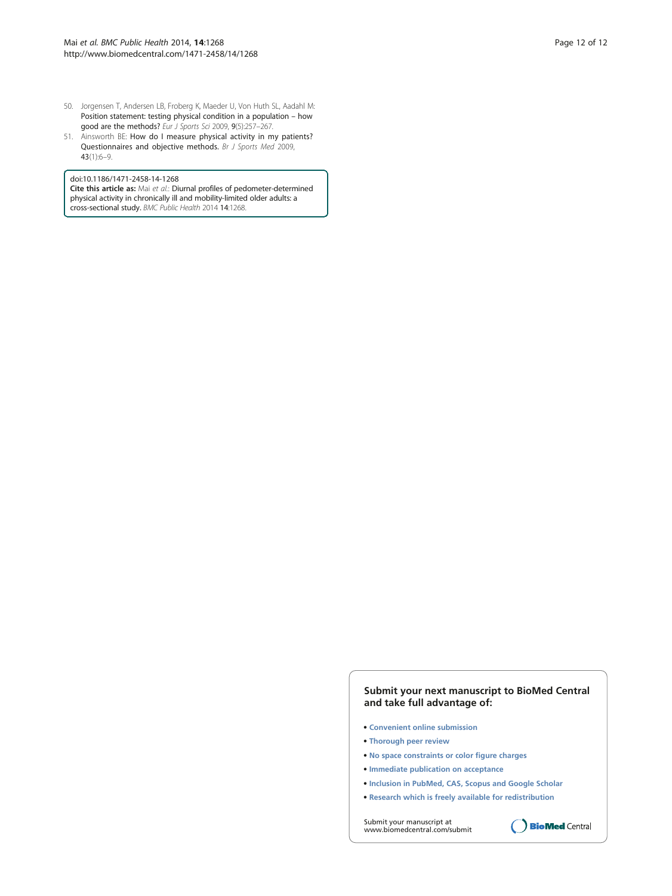50. Jorgensen T, Andersen LB, Froberg K, Maeder U, Von Huth SL, Aadahl M: Position statement: testing physical condition in a population – how good are the methods? *Eur J Sports Sci* 2009, **9**(5):257–267.
51. Ainsworth BE: How do I measure physical activity in my patients? Questionnaires and objective methods. *Br J Sports Med* 2009, **43**(1):6–9.

doi:10.1186/1471-2458-14-1268
**Cite this article as:** Mai *et al.*: Diurnal profiles of pedometer-determined physical activity in chronically ill and mobility-limited older adults: a cross-sectional study. *BMC Public Health* 2014 **14**:1268.

**Submit your next manuscript to BioMed Central and take full advantage of:**

- **Convenient online submission**
- **Thorough peer review**
- **No space constraints or color figure charges**
- **Immediate publication on acceptance**
- **Inclusion in PubMed, CAS, Scopus and Google Scholar**
- **Research which is freely available for redistribution**

Submit your manuscript at
www.biomedcentral.com/submit

BioMed Central